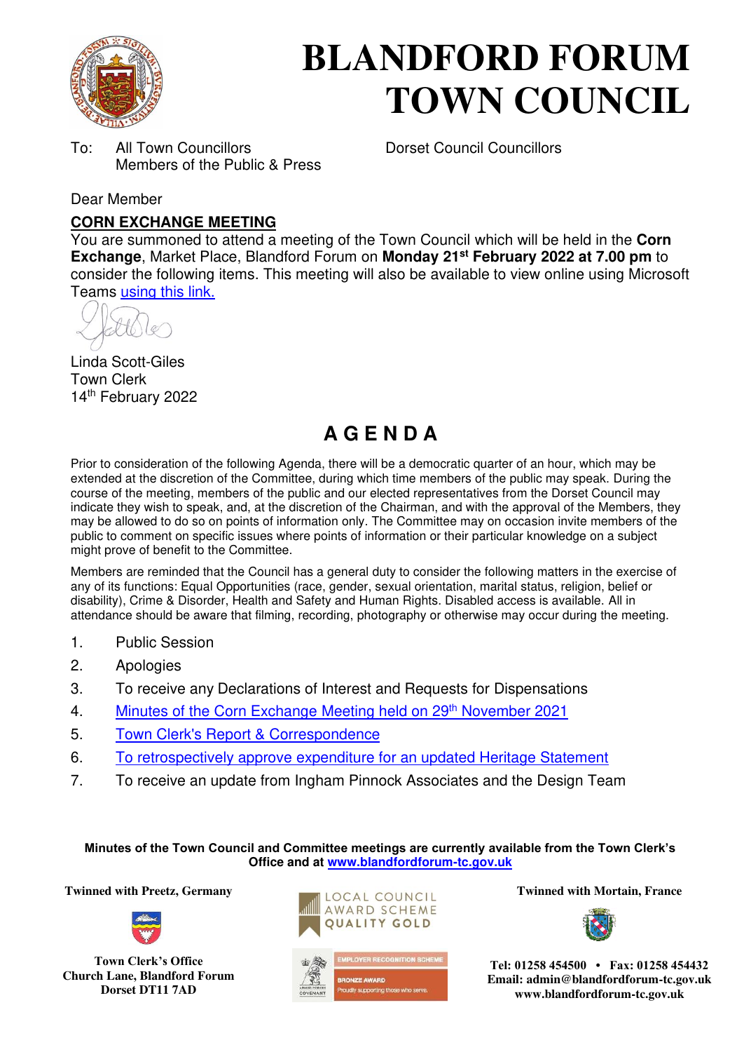# BLANDFORD FORUM TOWN COUNCIL

To: All Town Councillors
Members of the Public & Press

Dorset Council Councillors

Dear Member

**CORN EXCHANGE MEETING**

You are summoned to attend a meeting of the Town Council which will be held in the **Corn Exchange**, Market Place, Blandford Forum on **Monday 21st February 2022 at 7.00 pm** to consider the following items. This meeting will also be available to view online using Microsoft Teams using this link.

Linda Scott-Giles
Town Clerk
14th February 2022

## A G E N D A

Prior to consideration of the following Agenda, there will be a democratic quarter of an hour, which may be extended at the discretion of the Committee, during which time members of the public may speak. During the course of the meeting, members of the public and our elected representatives from the Dorset Council may indicate they wish to speak, and, at the discretion of the Chairman, and with the approval of the Members, they may be allowed to do so on points of information only. The Committee may on occasion invite members of the public to comment on specific issues where points of information or their particular knowledge on a subject might prove of benefit to the Committee.

Members are reminded that the Council has a general duty to consider the following matters in the exercise of any of its functions: Equal Opportunities (race, gender, sexual orientation, marital status, religion, belief or disability), Crime & Disorder, Health and Safety and Human Rights. Disabled access is available. All in attendance should be aware that filming, recording, photography or otherwise may occur during the meeting.

1. Public Session
2. Apologies
3. To receive any Declarations of Interest and Requests for Dispensations
4. Minutes of the Corn Exchange Meeting held on 29th November 2021
5. Town Clerk's Report & Correspondence
6. To retrospectively approve expenditure for an updated Heritage Statement
7. To receive an update from Ingham Pinnock Associates and the Design Team

**Minutes of the Town Council and Committee meetings are currently available from the Town Clerk's Office and at www.blandfordforum-tc.gov.uk**

**Twinned with Preetz, Germany**

**Twinned with Mortain, France**

LOCAL COUNCIL AWARD SCHEME QUALITY GOLD

EMPLOYER RECOGNITION SCHEME BRONZE AWARD Proudly supporting those who serve.

**Town Clerk's Office**
**Church Lane, Blandford Forum**
**Dorset DT11 7AD**

**Tel: 01258 454500 • Fax: 01258 454432**
**Email: admin@blandfordforum-tc.gov.uk**
**www.blandfordforum-tc.gov.uk**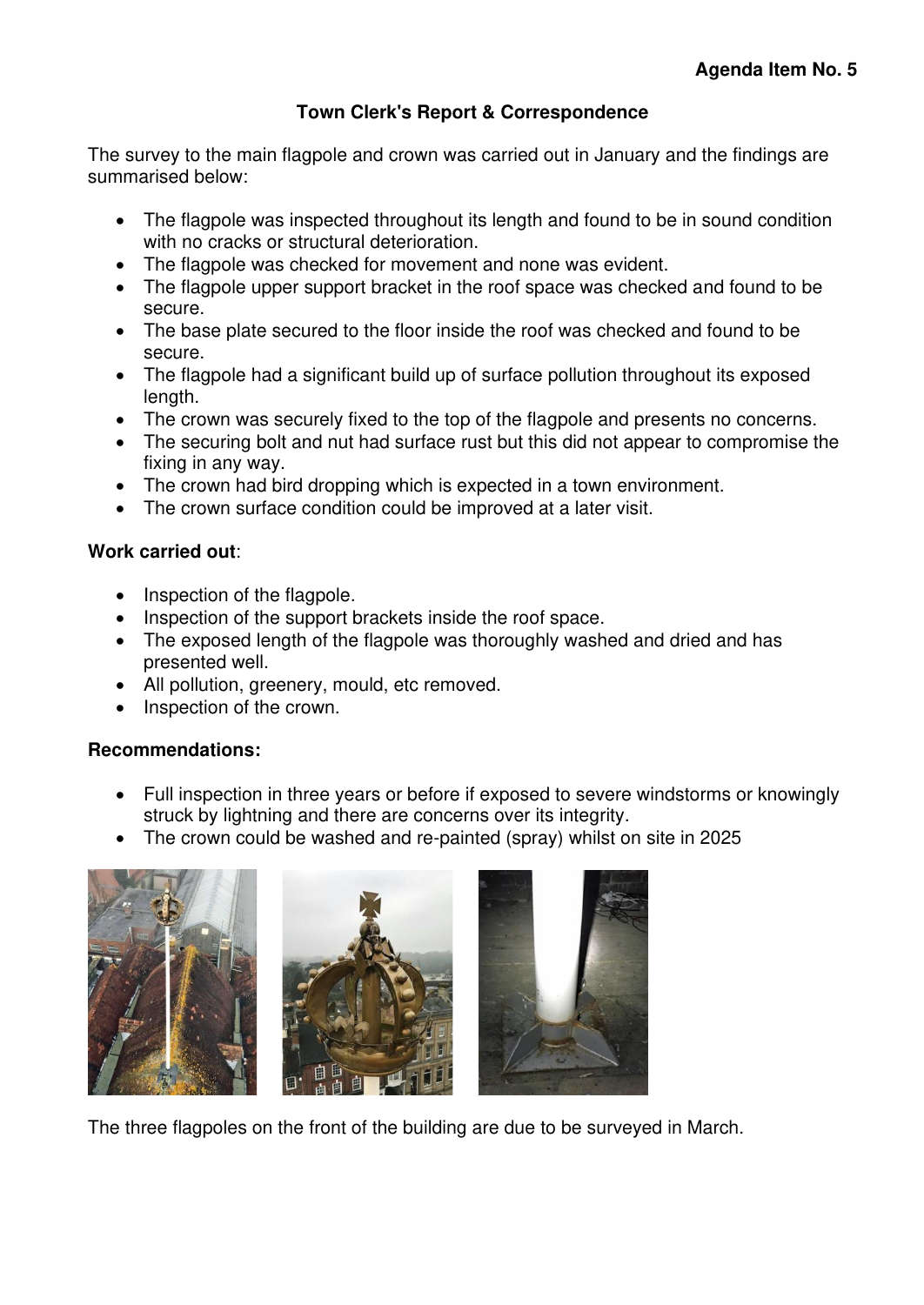**Agenda Item No. 5**

## Town Clerk's Report & Correspondence

The survey to the main flagpole and crown was carried out in January and the findings are summarised below:

- The flagpole was inspected throughout its length and found to be in sound condition with no cracks or structural deterioration.
- The flagpole was checked for movement and none was evident.
- The flagpole upper support bracket in the roof space was checked and found to be secure.
- The base plate secured to the floor inside the roof was checked and found to be secure.
- The flagpole had a significant build up of surface pollution throughout its exposed length.
- The crown was securely fixed to the top of the flagpole and presents no concerns.
- The securing bolt and nut had surface rust but this did not appear to compromise the fixing in any way.
- The crown had bird dropping which is expected in a town environment.
- The crown surface condition could be improved at a later visit.

**Work carried out**:

- Inspection of the flagpole.
- Inspection of the support brackets inside the roof space.
- The exposed length of the flagpole was thoroughly washed and dried and has presented well.
- All pollution, greenery, mould, etc removed.
- Inspection of the crown.

**Recommendations:**

- Full inspection in three years or before if exposed to severe windstorms or knowingly struck by lightning and there are concerns over its integrity.
- The crown could be washed and re-painted (spray) whilst on site in 2025

The three flagpoles on the front of the building are due to be surveyed in March.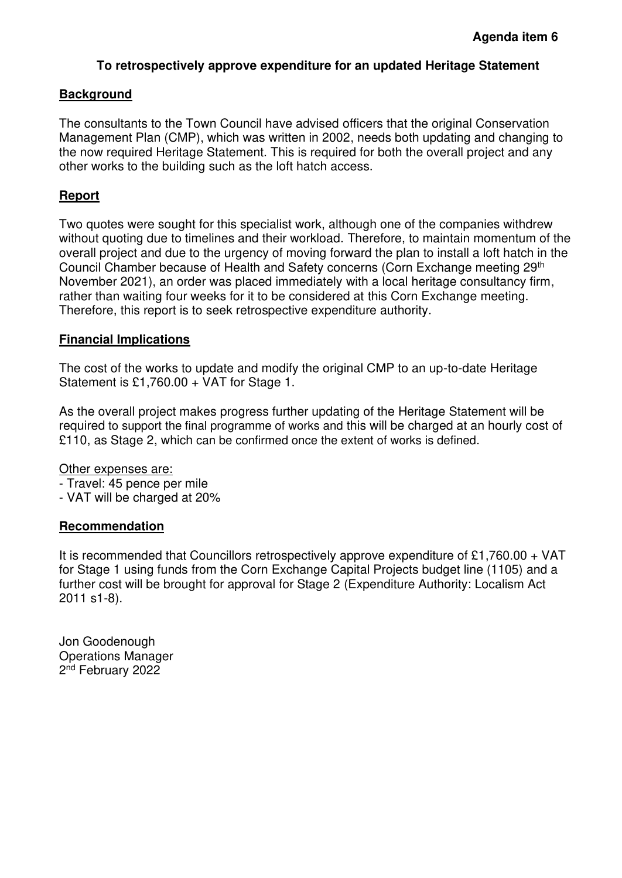**Agenda item 6**

**To retrospectively approve expenditure for an updated Heritage Statement**

## Background

The consultants to the Town Council have advised officers that the original Conservation Management Plan (CMP), which was written in 2002, needs both updating and changing to the now required Heritage Statement. This is required for both the overall project and any other works to the building such as the loft hatch access.

## Report

Two quotes were sought for this specialist work, although one of the companies withdrew without quoting due to timelines and their workload. Therefore, to maintain momentum of the overall project and due to the urgency of moving forward the plan to install a loft hatch in the Council Chamber because of Health and Safety concerns (Corn Exchange meeting 29th November 2021), an order was placed immediately with a local heritage consultancy firm, rather than waiting four weeks for it to be considered at this Corn Exchange meeting. Therefore, this report is to seek retrospective expenditure authority.

## Financial Implications

The cost of the works to update and modify the original CMP to an up-to-date Heritage Statement is £1,760.00 + VAT for Stage 1.

As the overall project makes progress further updating of the Heritage Statement will be required to support the final programme of works and this will be charged at an hourly cost of £110, as Stage 2, which can be confirmed once the extent of works is defined.

Other expenses are:
- Travel: 45 pence per mile
- VAT will be charged at 20%

## Recommendation

It is recommended that Councillors retrospectively approve expenditure of £1,760.00 + VAT for Stage 1 using funds from the Corn Exchange Capital Projects budget line (1105) and a further cost will be brought for approval for Stage 2 (Expenditure Authority: Localism Act 2011 s1-8).

Jon Goodenough
Operations Manager
2nd February 2022